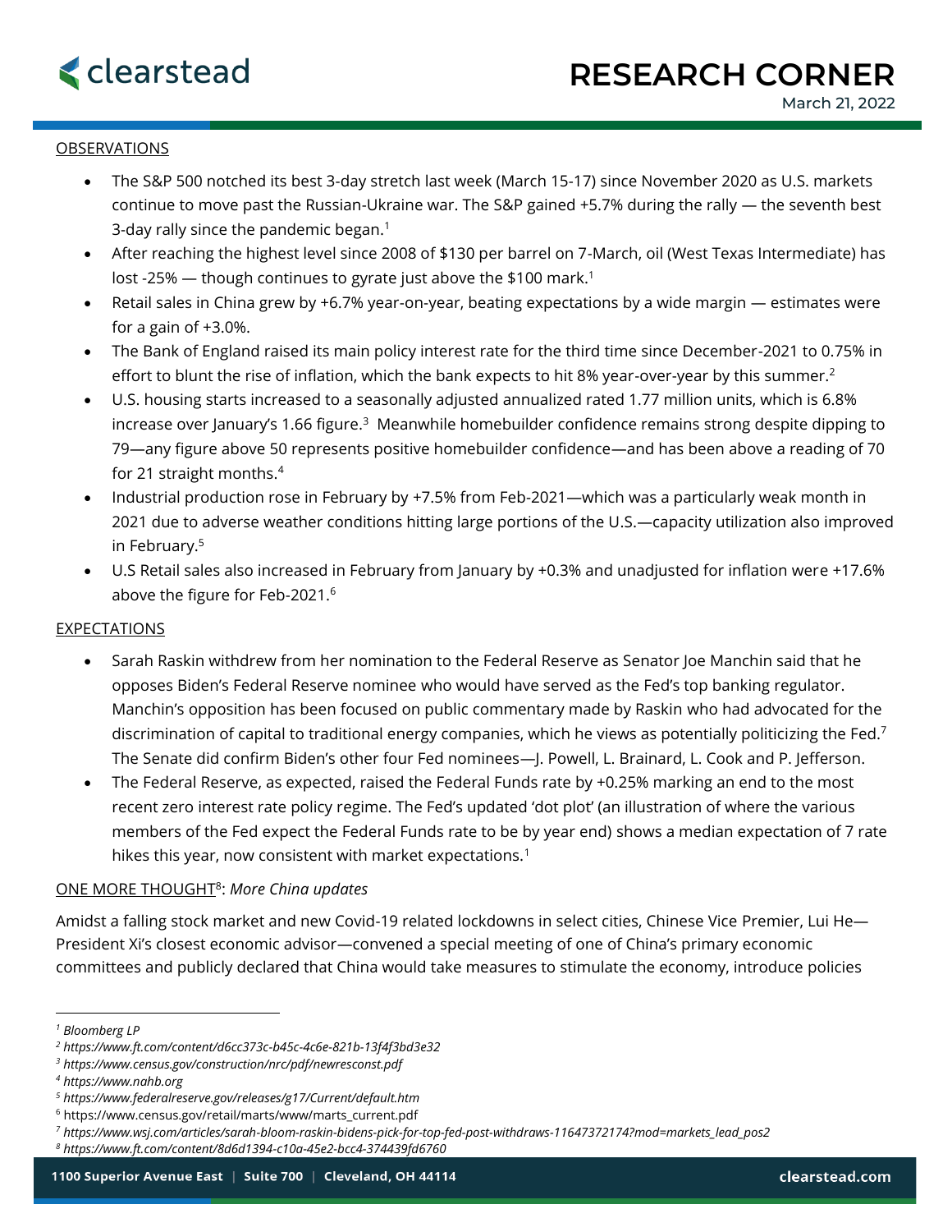# RESEARCH CORNER

March 21, 2022

OBSERVATIONS

- The S&P 500 notched its best 3-day stretch last week (March 15-17) since November 2020 as U.S. markets continue to move past the Russian-Ukraine war. The S&P gained +5.7% during the rally — the seventh best 3-day rally since the pandemic began.[1]
- After reaching the highest level since 2008 of $130 per barrel on 7-March, oil (West Texas Intermediate) has lost -25% — though continues to gyrate just above the $100 mark.[1]
- Retail sales in China grew by +6.7% year-on-year, beating expectations by a wide margin — estimates were for a gain of +3.0%.
- The Bank of England raised its main policy interest rate for the third time since December-2021 to 0.75% in effort to blunt the rise of inflation, which the bank expects to hit 8% year-over-year by this summer.[2]
- U.S. housing starts increased to a seasonally adjusted annualized rated 1.77 million units, which is 6.8% increase over January's 1.66 figure.[3] Meanwhile homebuilder confidence remains strong despite dipping to 79—any figure above 50 represents positive homebuilder confidence—and has been above a reading of 70 for 21 straight months.[4]
- Industrial production rose in February by +7.5% from Feb-2021—which was a particularly weak month in 2021 due to adverse weather conditions hitting large portions of the U.S.—capacity utilization also improved in February.[5]
- U.S Retail sales also increased in February from January by +0.3% and unadjusted for inflation were +17.6% above the figure for Feb-2021.[6]

EXPECTATIONS

- Sarah Raskin withdrew from her nomination to the Federal Reserve as Senator Joe Manchin said that he opposes Biden's Federal Reserve nominee who would have served as the Fed's top banking regulator. Manchin's opposition has been focused on public commentary made by Raskin who had advocated for the discrimination of capital to traditional energy companies, which he views as potentially politicizing the Fed.[7] The Senate did confirm Biden's other four Fed nominees—J. Powell, L. Brainard, L. Cook and P. Jefferson.
- The Federal Reserve, as expected, raised the Federal Funds rate by +0.25% marking an end to the most recent zero interest rate policy regime. The Fed's updated 'dot plot' (an illustration of where the various members of the Fed expect the Federal Funds rate to be by year end) shows a median expectation of 7 rate hikes this year, now consistent with market expectations.[1]

ONE MORE THOUGHT[8]: *More China updates*

Amidst a falling stock market and new Covid-19 related lockdowns in select cities, Chinese Vice Premier, Lui He—President Xi's closest economic advisor—convened a special meeting of one of China's primary economic committees and publicly declared that China would take measures to stimulate the economy, introduce policies

---

[1] *Bloomberg LP*

[2] *https://www.ft.com/content/d6cc373c-b45c-4c6e-821b-13f4f3bd3e32*

[3] *https://www.census.gov/construction/nrc/pdf/newresconst.pdf*

[4] *https://www.nahb.org*

[5] *https://www.federalreserve.gov/releases/g17/Current/default.htm*

[6] https://www.census.gov/retail/marts/www/marts_current.pdf

[7] *https://www.wsj.com/articles/sarah-bloom-raskin-bidens-pick-for-top-fed-post-withdraws-11647372174?mod=markets_lead_pos2*

[8] *https://www.ft.com/content/8d6d1394-c10a-45e2-bcc4-374439fd6760*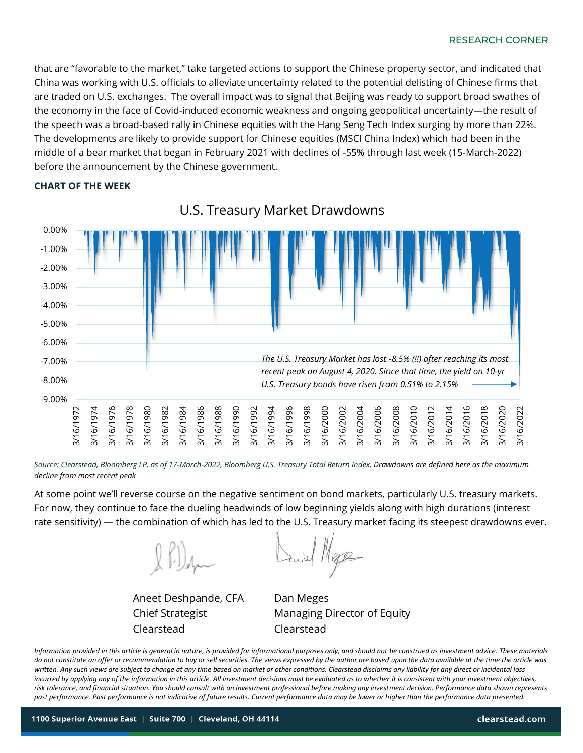that are "favorable to the market," take targeted actions to support the Chinese property sector, and indicated that China was working with U.S. officials to alleviate uncertainty related to the potential delisting of Chinese firms that are traded on U.S. exchanges. The overall impact was to signal that Beijing was ready to support broad swathes of the economy in the face of Covid-induced economic weakness and ongoing geopolitical uncertainty—the result of the speech was a broad-based rally in Chinese equities with the Hang Seng Tech Index surging by more than 22%. The developments are likely to provide support for Chinese equities (MSCI China Index) which had been in the middle of a bear market that began in February 2021 with declines of -55% through last week (15-March-2022) before the announcement by the Chinese government.

**CHART OF THE WEEK**

U.S. Treasury Market Drawdowns

0.00%
-1.00%
-2.00%
-3.00%
-4.00%
-5.00%
-6.00%
-7.00%
-8.00%
-9.00%

3/16/1972
3/16/1974
3/16/1976
3/16/1978
3/16/1980
3/16/1982
3/16/1984
3/16/1986
3/16/1988
3/16/1990
3/16/1992
3/16/1994
3/16/1996
3/16/1998
3/16/2000
3/16/2002
3/16/2004
3/16/2006
3/16/2008
3/16/2010
3/16/2012
3/16/2014
3/16/2016
3/16/2018
3/16/2020
3/16/2022

*The U.S. Treasury Market has lost -8.5% (!!) after reaching its most recent peak on August 4, 2020. Since that time, the yield on 10-yr U.S. Treasury bonds have risen from 0.51% to 2.15%*

*Source: Clearstead, Bloomberg LP, as of 17-March-2022, Bloomberg U.S. Treasury Total Return Index, Drawdowns are defined here as the maximum decline from most recent peak*

At some point we'll reverse course on the negative sentiment on bond markets, particularly U.S. treasury markets. For now, they continue to face the dueling headwinds of low beginning yields along with high durations (interest rate sensitivity) — the combination of which has led to the U.S. Treasury market facing its steepest drawdowns ever.

Aneet Deshpande, CFA
Chief Strategist
Clearstead

Dan Meges
Managing Director of Equity
Clearstead

*Information provided in this article is general in nature, is provided for informational purposes only, and should not be construed as investment advice. These materials do not constitute an offer or recommendation to buy or sell securities. The views expressed by the author are based upon the data available at the time the article was written. Any such views are subject to change at any time based on market or other conditions. Clearstead disclaims any liability for any direct or incidental loss incurred by applying any of the information in this article. All investment decisions must be evaluated as to whether it is consistent with your investment objectives, risk tolerance, and financial situation. You should consult with an investment professional before making any investment decision. Performance data shown represents past performance. Past performance is not indicative of future results. Current performance data may be lower or higher than the performance data presented.*

**1100 Superior Avenue East | Suite 700 | Cleveland, OH 44114** **clearstead.com**